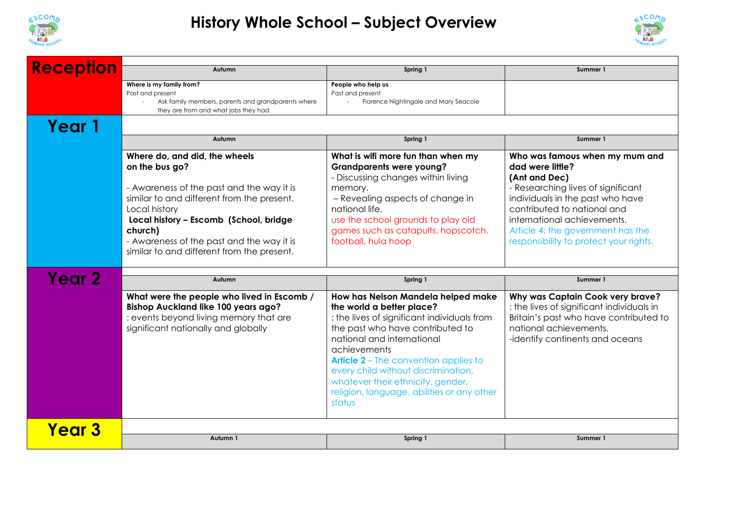# History Whole School – Subject Overview

## Reception

| Autumn | Spring 1 | Summer 1 |
|---|---|---|
| **Where is my family from?**<br>Past and present<br>- Ask family members, parents and grandparents where they are from and what jobs they had | **People who help us**<br>Past and present<br>- Florence Nightingale and Mary Seacole | |

## Year 1

| Autumn | Spring 1 | Summer 1 |
|---|---|---|
| **Where do, and did, the wheels on the bus go?**<br><br>- Awareness of the past and the way it is similar to and different from the present.<br>Local history<br>**Local history – Escomb (School, bridge church)**<br>- Awareness of the past and the way it is similar to and different from the present. | **What is wifi more fun than when my Grandparents were young?**<br>- Discussing changes within living memory.<br>– Revealing aspects of change in national life.<br>use the school grounds to play old games such as catapults, hopscotch, football, hula hoop | **Who was famous when my mum and dad were little?**<br>**(Ant and Dec)**<br>- Researching lives of significant individuals in the past who have contributed to national and international achievements.<br>Article 4: the government has the responsibility to protect your rights. |

## Year 2

| Autumn | Spring 1 | Summer 1 |
|---|---|---|
| **What were the people who lived in Escomb / Bishop Auckland like 100 years ago?**<br>: events beyond living memory that are significant nationally and globally | **How has Nelson Mandela helped make the world a better place?**<br>: the lives of significant individuals from the past who have contributed to national and international achievements<br>**Article 2** – The convention applies to every child without discrimination, whatever their ethnicity, gender, religion, language, abilities or any other status | **Why was Captain Cook very brave?**<br>: the lives of significant individuals in Britain's past who have contributed to national achievements.<br>-identify continents and oceans |

## Year 3

| Autumn 1 | Spring 1 | Summer 1 |
|---|---|---|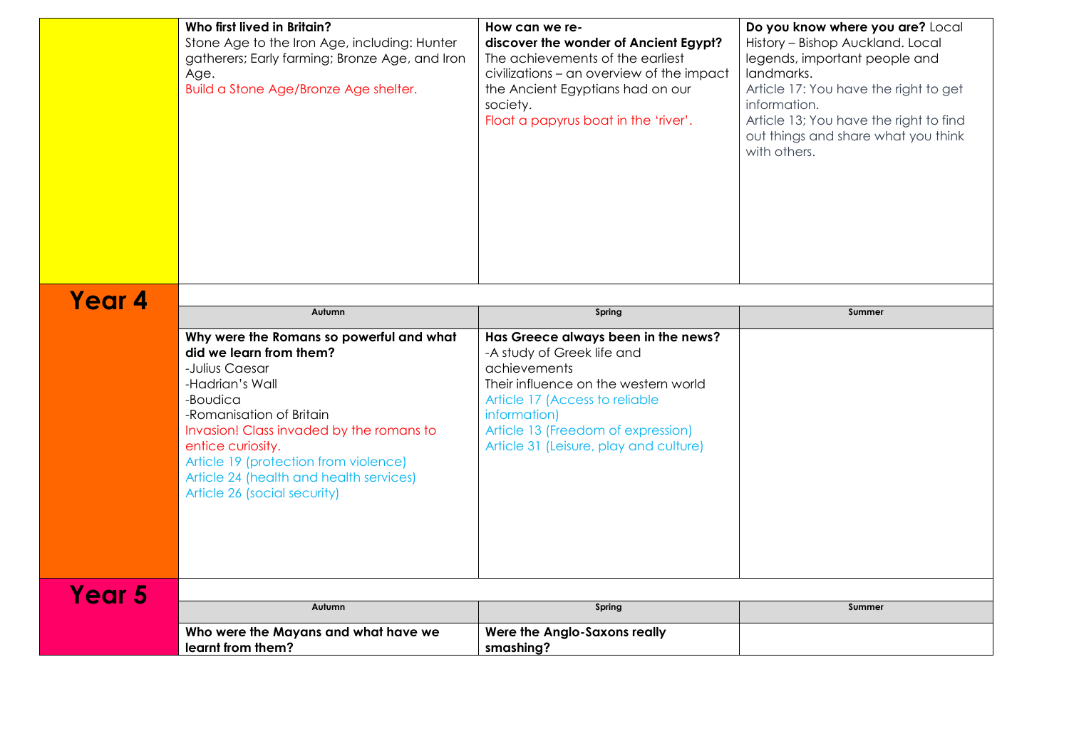| | | | |
|---|---|---|---|
| | **Who first lived in Britain?** Stone Age to the Iron Age, including: Hunter gatherers; Early farming; Bronze Age, and Iron Age. Build a Stone Age/Bronze Age shelter. | **How can we re-discover the wonder of Ancient Egypt?** The achievements of the earliest civilizations – an overview of the impact the Ancient Egyptians had on our society. Float a papyrus boat in the 'river'. | **Do you know where you are?** Local History – Bishop Auckland. Local legends, important people and landmarks. Article 17: You have the right to get information. Article 13; You have the right to find out things and share what you think with others. |
| **Year 4** | **Autumn** | **Spring** | **Summer** |
| | **Why were the Romans so powerful and what did we learn from them?** -Julius Caesar -Hadrian's Wall -Boudica -Romanisation of Britain Invasion! Class invaded by the romans to entice curiosity. Article 19 (protection from violence) Article 24 (health and health services) Article 26 (social security) | **Has Greece always been in the news?** -A study of Greek life and achievements Their influence on the western world Article 17 (Access to reliable information) Article 13 (Freedom of expression) Article 31 (Leisure, play and culture) | |
| **Year 5** | **Autumn** | **Spring** | **Summer** |
| | **Who were the Mayans and what have we learnt from them?** | **Were the Anglo-Saxons really smashing?** | |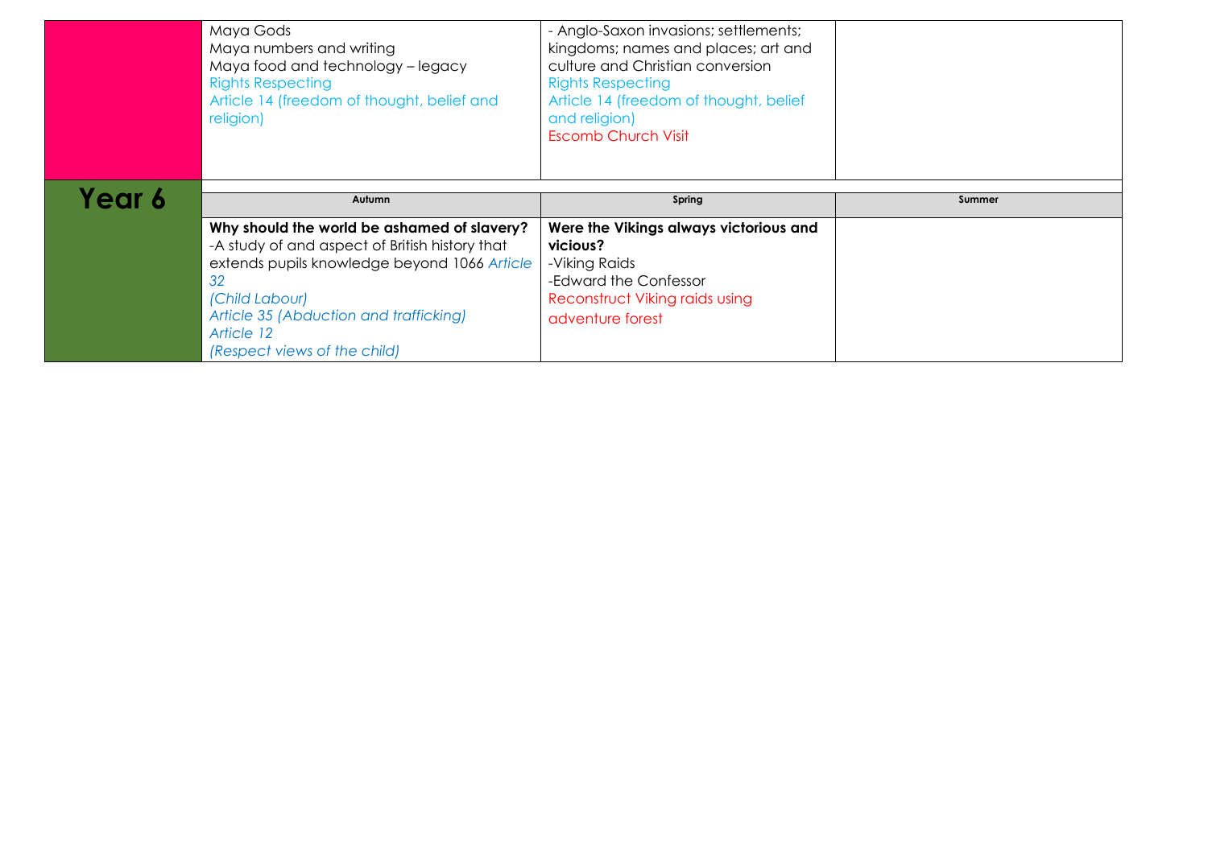| | | | |
|---|---|---|---|
| | Maya Gods<br>Maya numbers and writing<br>Maya food and technology – legacy<br>Rights Respecting<br>Article 14 (freedom of thought, belief and religion) | - Anglo-Saxon invasions; settlements; kingdoms; names and places; art and culture and Christian conversion<br>Rights Respecting<br>Article 14 (freedom of thought, belief and religion)<br>Escomb Church Visit | |
| **Year 6** | **Autumn** | **Spring** | **Summer** |
| | **Why should the world be ashamed of slavery?**<br>-A study of and aspect of British history that extends pupils knowledge beyond 1066 *Article 32*<br>*(Child Labour)*<br>*Article 35 (Abduction and trafficking)*<br>*Article 12*<br>*(Respect views of the child)* | **Were the Vikings always victorious and vicious?**<br>-Viking Raids<br>-Edward the Confessor<br>Reconstruct Viking raids using adventure forest | |